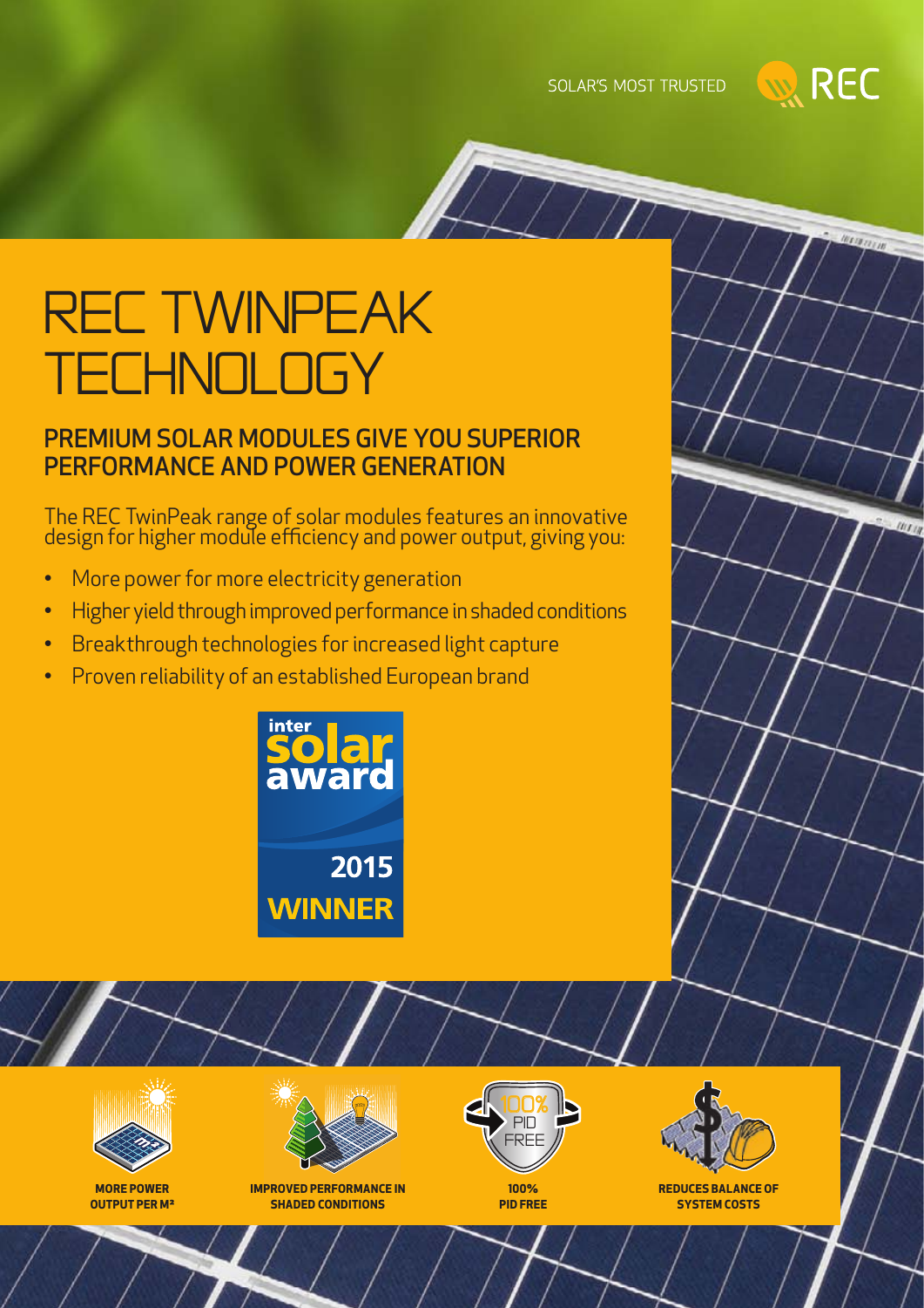SOLAR'S MOST TRUSTED

# REC TWINPEAK TECHNOLOGY

## PREMIUM SOLAR MODULES GIVE YOU SUPERIOR PERFORMANCE AND POWER GENERATION

The REC TwinPeak range of solar modules features an innovative design for higher module efficiency and power output, giving you:

- More power for more electricity generation
- Higher yield through improved performance in shaded conditions
- Breakthrough technologies for increased light capture
- Proven reliability of an established European brand

inter solar award 2015 WINNER

**MORE POWER OUTPUT PER M²**

**IMPROVED PERFORMANCE IN SHADED CONDITIONS**

**100% PID FREE**

**REDUCES BALANCE OF SYSTEM COSTS**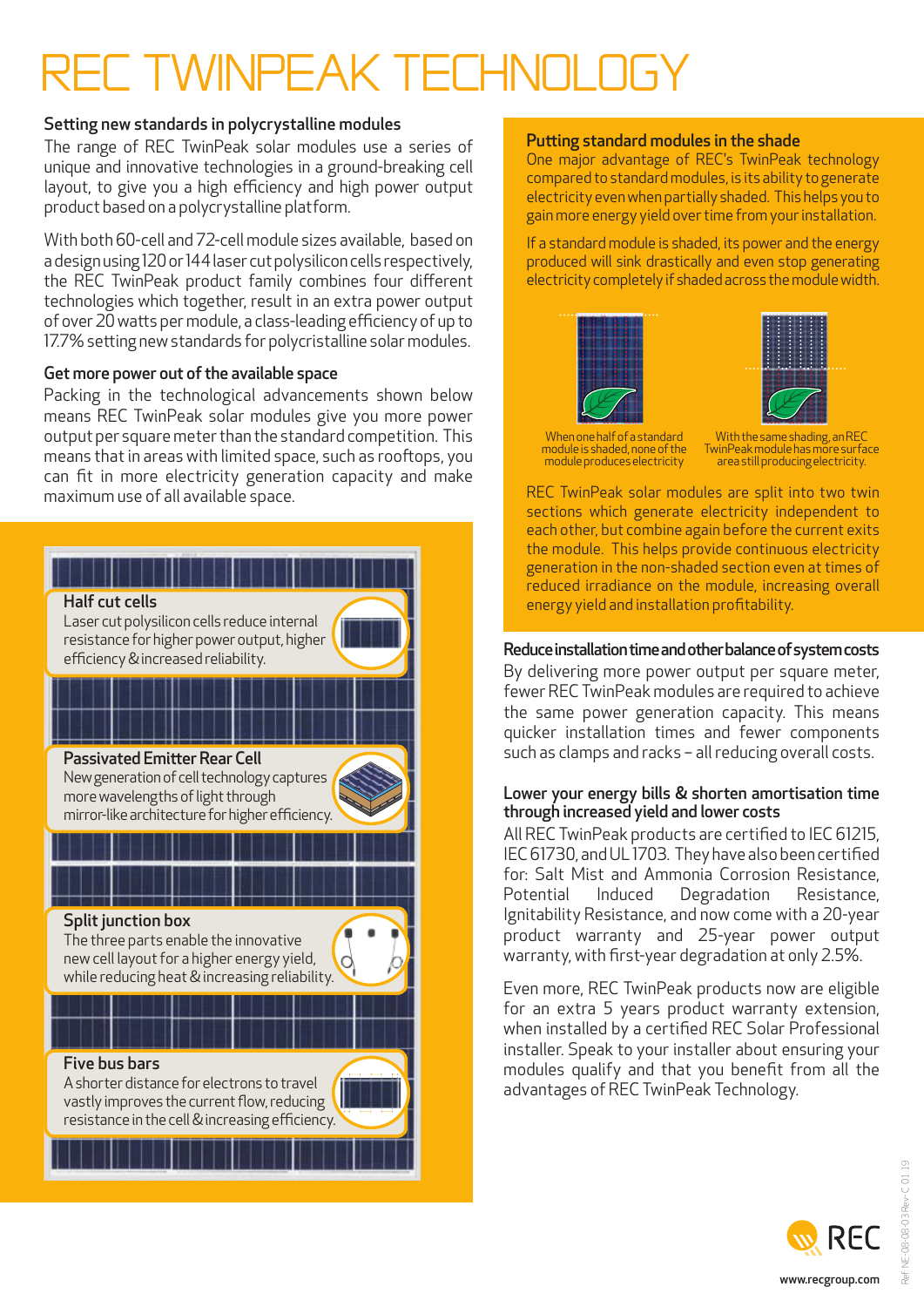# REC TWINPEAK TECHNOLOGY

## Setting new standards in polycrystalline modules

The range of REC TwinPeak solar modules use a series of unique and innovative technologies in a ground-breaking cell layout, to give you a high efficiency and high power output product based on a polycrystalline platform.

With both 60-cell and 72-cell module sizes available, based on a design using 120 or 144 laser cut polysilicon cells respectively, the REC TwinPeak product family combines four different technologies which together, result in an extra power output of over 20 watts per module, a class-leading efficiency of up to 17.7% setting new standards for polycristalline solar modules.

## Get more power out of the available space

Packing in the technological advancements shown below means REC TwinPeak solar modules give you more power output per square meter than the standard competition. This means that in areas with limited space, such as rooftops, you can fit in more electricity generation capacity and make maximum use of all available space.

### Half cut cells

Laser cut polysilicon cells reduce internal resistance for higher power output, higher efficiency & increased reliability.

### Passivated Emitter Rear Cell

New generation of cell technology captures more wavelengths of light through mirror-like architecture for higher efficiency.

### Split junction box

The three parts enable the innovative new cell layout for a higher energy yield, while reducing heat & increasing reliability.

### Five bus bars

A shorter distance for electrons to travel vastly improves the current flow, reducing resistance in the cell & increasing efficiency.

## Putting standard modules in the shade

One major advantage of REC's TwinPeak technology compared to standard modules, is its ability to generate electricity even when partially shaded. This helps you to gain more energy yield over time from your installation.

If a standard module is shaded, its power and the energy produced will sink drastically and even stop generating electricity completely if shaded across the module width.

When one half of a standard module is shaded, none of the module produces electricity

With the same shading, an REC TwinPeak module has more surface area still producing electricity.

REC TwinPeak solar modules are split into two twin sections which generate electricity independent to each other, but combine again before the current exits the module. This helps provide continuous electricity generation in the non-shaded section even at times of reduced irradiance on the module, increasing overall energy yield and installation profitability.

## Reduce installation time and other balance of system costs

By delivering more power output per square meter, fewer REC TwinPeak modules are required to achieve the same power generation capacity. This means quicker installation times and fewer components such as clamps and racks – all reducing overall costs.

## Lower your energy bills & shorten amortisation time through increased yield and lower costs

All REC TwinPeak products are certified to IEC 61215, IEC 61730, and UL 1703. They have also been certified for: Salt Mist and Ammonia Corrosion Resistance, Potential Induced Degradation Resistance, Ignitability Resistance, and now come with a 20-year product warranty and 25-year power output warranty, with first-year degradation at only 2.5%.

Even more, REC TwinPeak products now are eligible for an extra 5 years product warranty extension, when installed by a certified REC Solar Professional installer. Speak to your installer about ensuring your modules qualify and that you benefit from all the advantages of REC TwinPeak Technology.

REC

www.recgroup.com

Ref: NE-08-08-03 Rev- C 01.19